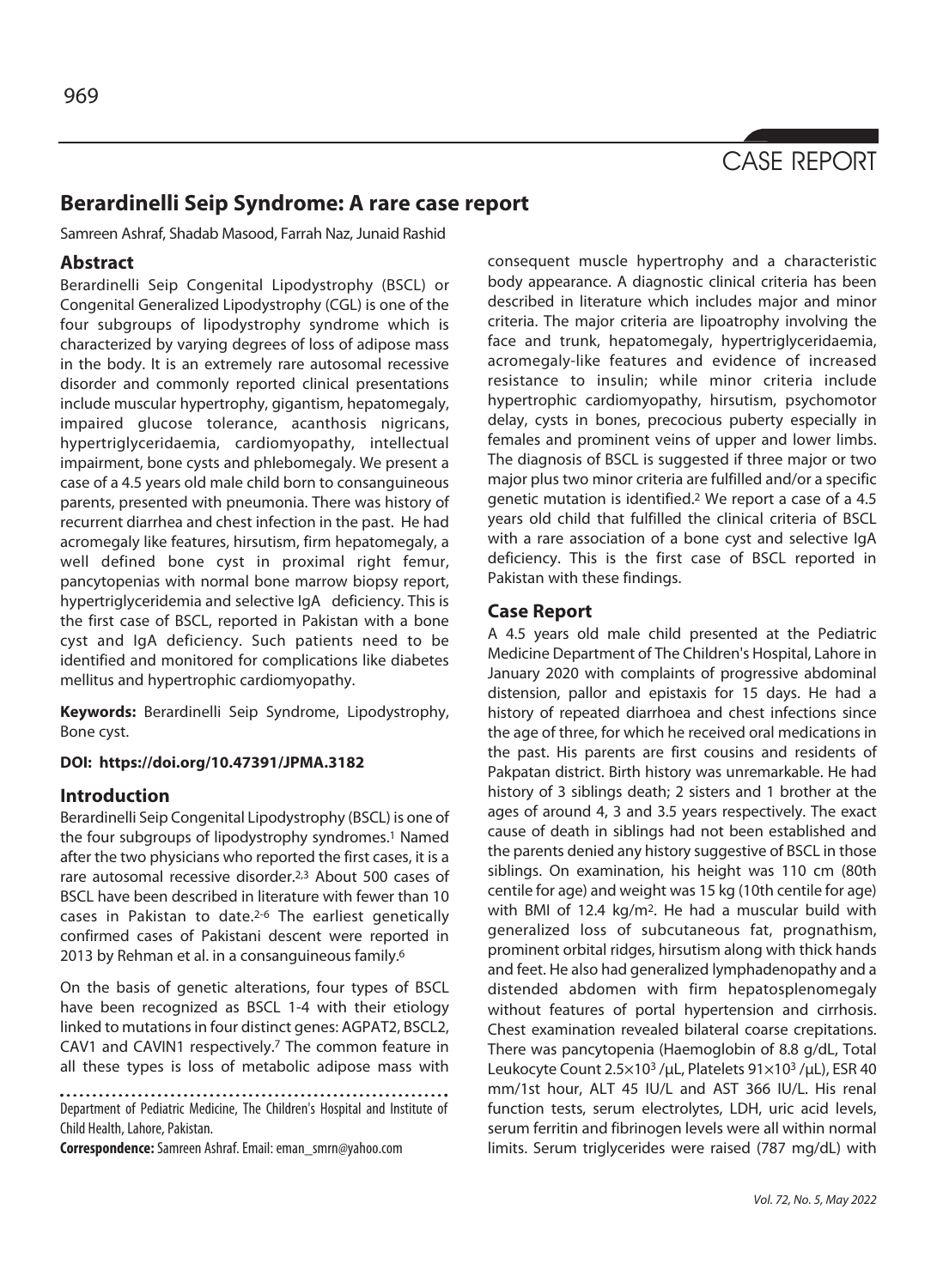# Berardinelli Seip Syndrome: A rare case report

Samreen Ashraf, Shadab Masood, Farrah Naz, Junaid Rashid

## Abstract

Berardinelli Seip Congenital Lipodystrophy (BSCL) or Congenital Generalized Lipodystrophy (CGL) is one of the four subgroups of lipodystrophy syndrome which is characterized by varying degrees of loss of adipose mass in the body. It is an extremely rare autosomal recessive disorder and commonly reported clinical presentations include muscular hypertrophy, gigantism, hepatomegaly, impaired glucose tolerance, acanthosis nigricans, hypertriglyceridaemia, cardiomyopathy, intellectual impairment, bone cysts and phlebomegaly. We present a case of a 4.5 years old male child born to consanguineous parents, presented with pneumonia. There was history of recurrent diarrhea and chest infection in the past. He had acromegaly like features, hirsutism, firm hepatomegaly, a well defined bone cyst in proximal right femur, pancytopenias with normal bone marrow biopsy report, hypertriglyceridemia and selective IgA deficiency. This is the first case of BSCL, reported in Pakistan with a bone cyst and IgA deficiency. Such patients need to be identified and monitored for complications like diabetes mellitus and hypertrophic cardiomyopathy.

**Keywords:** Berardinelli Seip Syndrome, Lipodystrophy, Bone cyst.

**DOI: https://doi.org/10.47391/JPMA.3182**

## Introduction

Berardinelli Seip Congenital Lipodystrophy (BSCL) is one of the four subgroups of lipodystrophy syndromes.[1] Named after the two physicians who reported the first cases, it is a rare autosomal recessive disorder.[2,3] About 500 cases of BSCL have been described in literature with fewer than 10 cases in Pakistan to date.[2-6] The earliest genetically confirmed cases of Pakistani descent were reported in 2013 by Rehman et al. in a consanguineous family.[6]

On the basis of genetic alterations, four types of BSCL have been recognized as BSCL 1-4 with their etiology linked to mutations in four distinct genes: AGPAT2, BSCL2, CAV1 and CAVIN1 respectively.[7] The common feature in all these types is loss of metabolic adipose mass with consequent muscle hypertrophy and a characteristic body appearance. A diagnostic clinical criteria has been described in literature which includes major and minor criteria. The major criteria are lipoatrophy involving the face and trunk, hepatomegaly, hypertriglyceridaemia, acromegaly-like features and evidence of increased resistance to insulin; while minor criteria include hypertrophic cardiomyopathy, hirsutism, psychomotor delay, cysts in bones, precocious puberty especially in females and prominent veins of upper and lower limbs. The diagnosis of BSCL is suggested if three major or two major plus two minor criteria are fulfilled and/or a specific genetic mutation is identified.[2] We report a case of a 4.5 years old child that fulfilled the clinical criteria of BSCL with a rare association of a bone cyst and selective IgA deficiency. This is the first case of BSCL reported in Pakistan with these findings.

## Case Report

A 4.5 years old male child presented at the Pediatric Medicine Department of The Children's Hospital, Lahore in January 2020 with complaints of progressive abdominal distension, pallor and epistaxis for 15 days. He had a history of repeated diarrhoea and chest infections since the age of three, for which he received oral medications in the past. His parents are first cousins and residents of Pakpatan district. Birth history was unremarkable. He had history of 3 siblings death; 2 sisters and 1 brother at the ages of around 4, 3 and 3.5 years respectively. The exact cause of death in siblings had not been established and the parents denied any history suggestive of BSCL in those siblings. On examination, his height was 110 cm (80th centile for age) and weight was 15 kg (10th centile for age) with BMI of 12.4 kg/m$^2$. He had a muscular build with generalized loss of subcutaneous fat, prognathism, prominent orbital ridges, hirsutism along with thick hands and feet. He also had generalized lymphadenopathy and a distended abdomen with firm hepatosplenomegaly without features of portal hypertension and cirrhosis. Chest examination revealed bilateral coarse crepitations. There was pancytopenia (Haemoglobin of 8.8 g/dL, Total Leukocyte Count $2.5\times10^3$ /µL, Platelets $91\times10^3$ /µL), ESR 40 mm/1st hour, ALT 45 IU/L and AST 366 IU/L. His renal function tests, serum electrolytes, LDH, uric acid levels, serum ferritin and fibrinogen levels were all within normal limits. Serum triglycerides were raised (787 mg/dL) with

Department of Pediatric Medicine, The Children's Hospital and Institute of Child Health, Lahore, Pakistan.

**Correspondence:** Samreen Ashraf. Email: eman_smrn@yahoo.com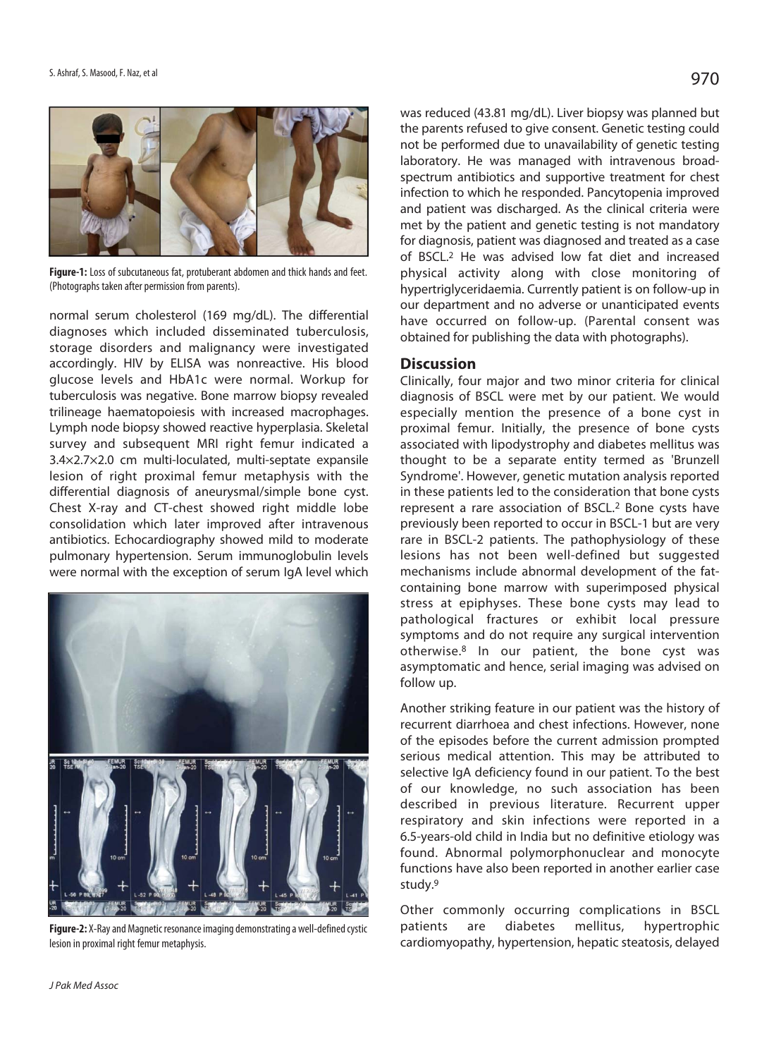**Figure-1:** Loss of subcutaneous fat, protuberant abdomen and thick hands and feet. (Photographs taken after permission from parents).

normal serum cholesterol (169 mg/dL). The differential diagnoses which included disseminated tuberculosis, storage disorders and malignancy were investigated accordingly. HIV by ELISA was nonreactive. His blood glucose levels and HbA1c were normal. Workup for tuberculosis was negative. Bone marrow biopsy revealed trilineage haematopoiesis with increased macrophages. Lymph node biopsy showed reactive hyperplasia. Skeletal survey and subsequent MRI right femur indicated a 3.4×2.7×2.0 cm multi-loculated, multi-septate expansile lesion of right proximal femur metaphysis with the differential diagnosis of aneurysmal/simple bone cyst. Chest X-ray and CT-chest showed right middle lobe consolidation which later improved after intravenous antibiotics. Echocardiography showed mild to moderate pulmonary hypertension. Serum immunoglobulin levels were normal with the exception of serum IgA level which

**Figure-2:** X-Ray and Magnetic resonance imaging demonstrating a well-defined cystic lesion in proximal right femur metaphysis.

was reduced (43.81 mg/dL). Liver biopsy was planned but the parents refused to give consent. Genetic testing could not be performed due to unavailability of genetic testing laboratory. He was managed with intravenous broad-spectrum antibiotics and supportive treatment for chest infection to which he responded. Pancytopenia improved and patient was discharged. As the clinical criteria were met by the patient and genetic testing is not mandatory for diagnosis, patient was diagnosed and treated as a case of BSCL.[2] He was advised low fat diet and increased physical activity along with close monitoring of hypertriglyceridaemia. Currently patient is on follow-up in our department and no adverse or unanticipated events have occurred on follow-up. (Parental consent was obtained for publishing the data with photographs).

## Discussion

Clinically, four major and two minor criteria for clinical diagnosis of BSCL were met by our patient. We would especially mention the presence of a bone cyst in proximal femur. Initially, the presence of bone cysts associated with lipodystrophy and diabetes mellitus was thought to be a separate entity termed as 'Brunzell Syndrome'. However, genetic mutation analysis reported in these patients led to the consideration that bone cysts represent a rare association of BSCL.[2] Bone cysts have previously been reported to occur in BSCL-1 but are very rare in BSCL-2 patients. The pathophysiology of these lesions has not been well-defined but suggested mechanisms include abnormal development of the fat-containing bone marrow with superimposed physical stress at epiphyses. These bone cysts may lead to pathological fractures or exhibit local pressure symptoms and do not require any surgical intervention otherwise.[8] In our patient, the bone cyst was asymptomatic and hence, serial imaging was advised on follow up.

Another striking feature in our patient was the history of recurrent diarrhoea and chest infections. However, none of the episodes before the current admission prompted serious medical attention. This may be attributed to selective IgA deficiency found in our patient. To the best of our knowledge, no such association has been described in previous literature. Recurrent upper respiratory and skin infections were reported in a 6.5-years-old child in India but no definitive etiology was found. Abnormal polymorphonuclear and monocyte functions have also been reported in another earlier case study.[9]

Other commonly occurring complications in BSCL patients are diabetes mellitus, hypertrophic cardiomyopathy, hypertension, hepatic steatosis, delayed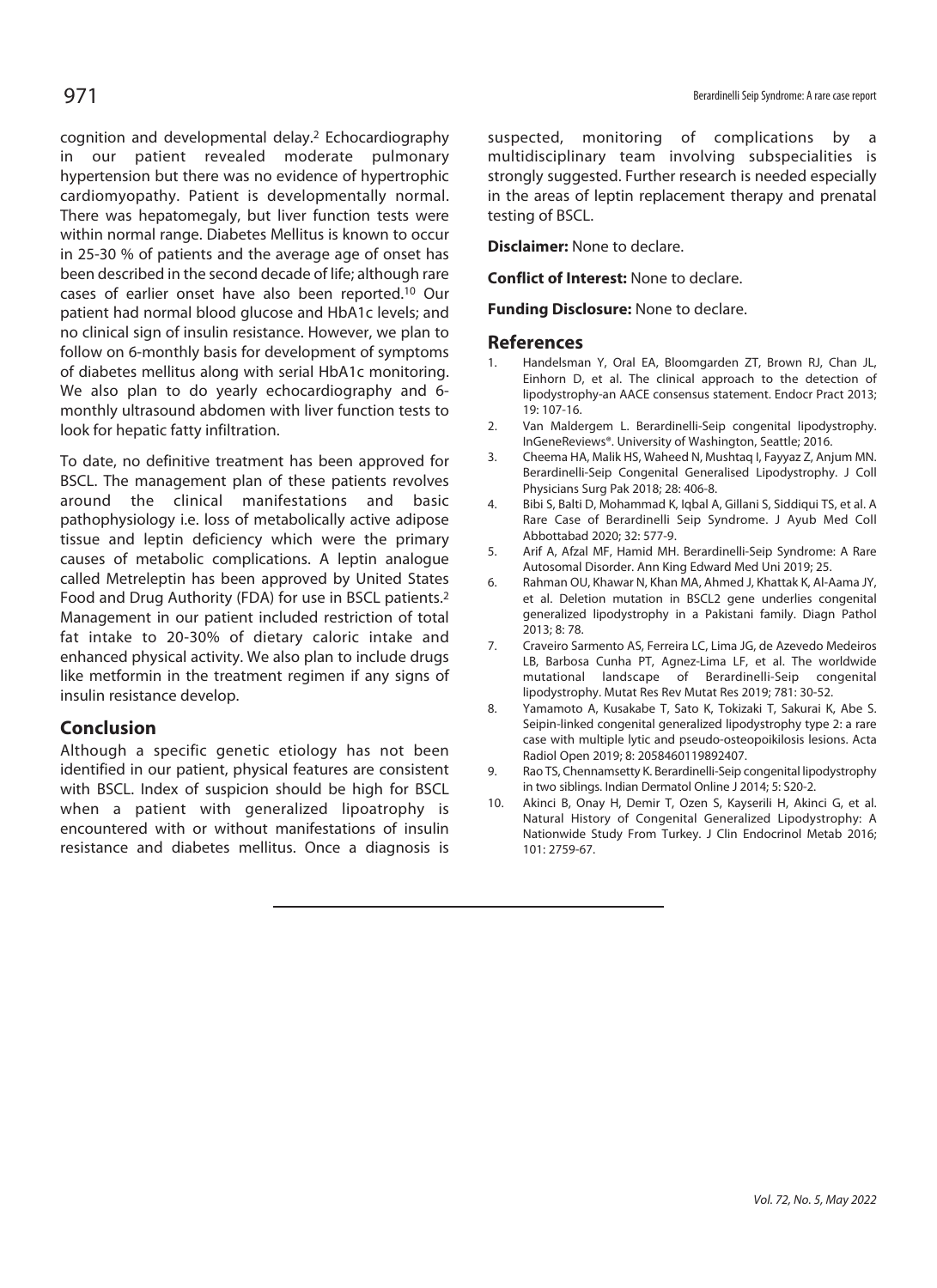cognition and developmental delay.[2] Echocardiography in our patient revealed moderate pulmonary hypertension but there was no evidence of hypertrophic cardiomyopathy. Patient is developmentally normal. There was hepatomegaly, but liver function tests were within normal range. Diabetes Mellitus is known to occur in 25-30 % of patients and the average age of onset has been described in the second decade of life; although rare cases of earlier onset have also been reported.[10] Our patient had normal blood glucose and HbA1c levels; and no clinical sign of insulin resistance. However, we plan to follow on 6-monthly basis for development of symptoms of diabetes mellitus along with serial HbA1c monitoring. We also plan to do yearly echocardiography and 6-monthly ultrasound abdomen with liver function tests to look for hepatic fatty infiltration.

To date, no definitive treatment has been approved for BSCL. The management plan of these patients revolves around the clinical manifestations and basic pathophysiology i.e. loss of metabolically active adipose tissue and leptin deficiency which were the primary causes of metabolic complications. A leptin analogue called Metreleptin has been approved by United States Food and Drug Authority (FDA) for use in BSCL patients.[2] Management in our patient included restriction of total fat intake to 20-30% of dietary caloric intake and enhanced physical activity. We also plan to include drugs like metformin in the treatment regimen if any signs of insulin resistance develop.

## Conclusion

Although a specific genetic etiology has not been identified in our patient, physical features are consistent with BSCL. Index of suspicion should be high for BSCL when a patient with generalized lipoatrophy is encountered with or without manifestations of insulin resistance and diabetes mellitus. Once a diagnosis is suspected, monitoring of complications by a multidisciplinary team involving subspecialities is strongly suggested. Further research is needed especially in the areas of leptin replacement therapy and prenatal testing of BSCL.

**Disclaimer:** None to declare.

**Conflict of Interest:** None to declare.

**Funding Disclosure:** None to declare.

## References

1. Handelsman Y, Oral EA, Bloomgarden ZT, Brown RJ, Chan JL, Einhorn D, et al. The clinical approach to the detection of lipodystrophy-an AACE consensus statement. Endocr Pract 2013; 19: 107-16.
2. Van Maldergem L. Berardinelli-Seip congenital lipodystrophy. InGeneReviews®. University of Washington, Seattle; 2016.
3. Cheema HA, Malik HS, Waheed N, Mushtaq I, Fayyaz Z, Anjum MN. Berardinelli-Seip Congenital Generalised Lipodystrophy. J Coll Physicians Surg Pak 2018; 28: 406-8.
4. Bibi S, Balti D, Mohammad K, Iqbal A, Gillani S, Siddiqui TS, et al. A Rare Case of Berardinelli Seip Syndrome. J Ayub Med Coll Abbottabad 2020; 32: 577-9.
5. Arif A, Afzal MF, Hamid MH. Berardinelli-Seip Syndrome: A Rare Autosomal Disorder. Ann King Edward Med Uni 2019; 25.
6. Rahman OU, Khawar N, Khan MA, Ahmed J, Khattak K, Al-Aama JY, et al. Deletion mutation in BSCL2 gene underlies congenital generalized lipodystrophy in a Pakistani family. Diagn Pathol 2013; 8: 78.
7. Craveiro Sarmento AS, Ferreira LC, Lima JG, de Azevedo Medeiros LB, Barbosa Cunha PT, Agnez-Lima LF, et al. The worldwide mutational landscape of Berardinelli-Seip congenital lipodystrophy. Mutat Res Rev Mutat Res 2019; 781: 30-52.
8. Yamamoto A, Kusakabe T, Sato K, Tokizaki T, Sakurai K, Abe S. Seipin-linked congenital generalized lipodystrophy type 2: a rare case with multiple lytic and pseudo-osteopoikilosis lesions. Acta Radiol Open 2019; 8: 2058460119892407.
9. Rao TS, Chennamsetty K. Berardinelli-Seip congenital lipodystrophy in two siblings. Indian Dermatol Online J 2014; 5: S20-2.
10. Akinci B, Onay H, Demir T, Ozen S, Kayserili H, Akinci G, et al. Natural History of Congenital Generalized Lipodystrophy: A Nationwide Study From Turkey. J Clin Endocrinol Metab 2016; 101: 2759-67.